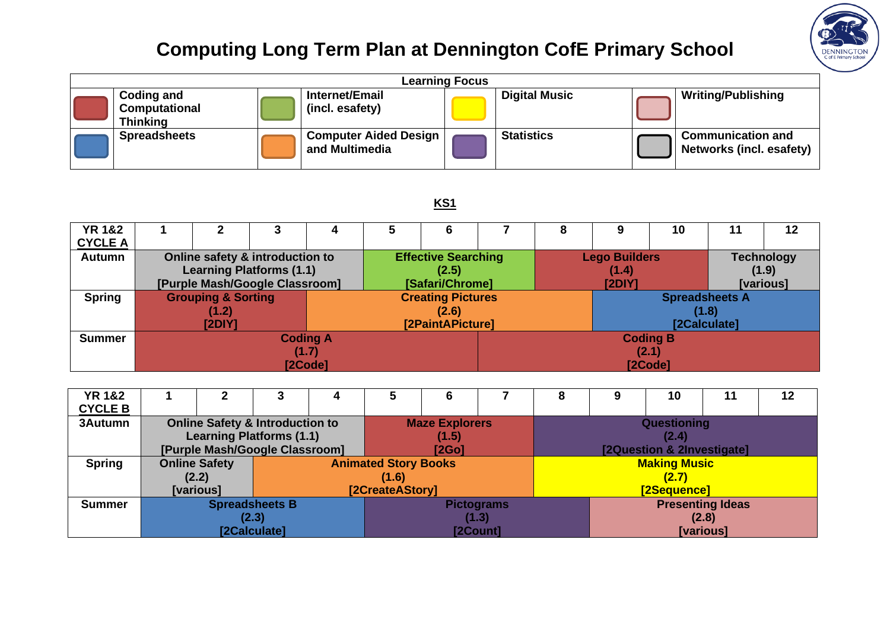# Computing Long Term Plan at Dennington CofE Primary School

| Learning Focus | | | | | | | |
|---|---|---|---|---|---|---|---|
| (red) | **Coding and Computational Thinking** | (green) | **Internet/Email (incl. esafety)** | (yellow) | **Digital Music** | (pink) | **Writing/Publishing** |
| (blue) | **Spreadsheets** | (orange) | **Computer Aided Design and Multimedia** | (purple) | **Statistics** | (grey) | **Communication and Networks (incl. esafety)** |

## KS1

| YR 1&2 CYCLE A | 1 | 2 | 3 | 4 | 5 | 6 | 7 | 8 | 9 | 10 | 11 | 12 |
|---|---|---|---|---|---|---|---|---|---|---|---|---|
| **Autumn** | Online safety & introduction to Learning Platforms (1.1) [Purple Mash/Google Classroom] | | | | Effective Searching (2.5) [Safari/Chrome] | | | Lego Builders (1.4) [2DIY] | | | Technology (1.9) [various] | |
| **Spring** | Grouping & Sorting (1.2) [2DIY] | | | Creating Pictures (2.6) [2PaintAPicture] | | | | | Spreadsheets A (1.8) [2Calculate] | | | |
| **Summer** | Coding A (1.7) [2Code] | | | | | | Coding B (2.1) [2Code] | | | | | |

| YR 1&2 CYCLE B | 1 | 2 | 3 | 4 | 5 | 6 | 7 | 8 | 9 | 10 | 11 | 12 |
|---|---|---|---|---|---|---|---|---|---|---|---|---|
| **3Autumn** | Online Safety & Introduction to Learning Platforms (1.1) [Purple Mash/Google Classroom] | | | | Maze Explorers (1.5) [2Go] | | | Questioning (2.4) [2Question & 2Investigate] | | | | |
| **Spring** | Online Safety (2.2) [various] | | Animated Story Books (1.6) [2CreateAStory] | | | | | Making Music (2.7) [2Sequence] | | | | |
| **Summer** | Spreadsheets B (2.3) [2Calculate] | | | | Pictograms (1.3) [2Count] | | | | Presenting Ideas (2.8) [various] | | | |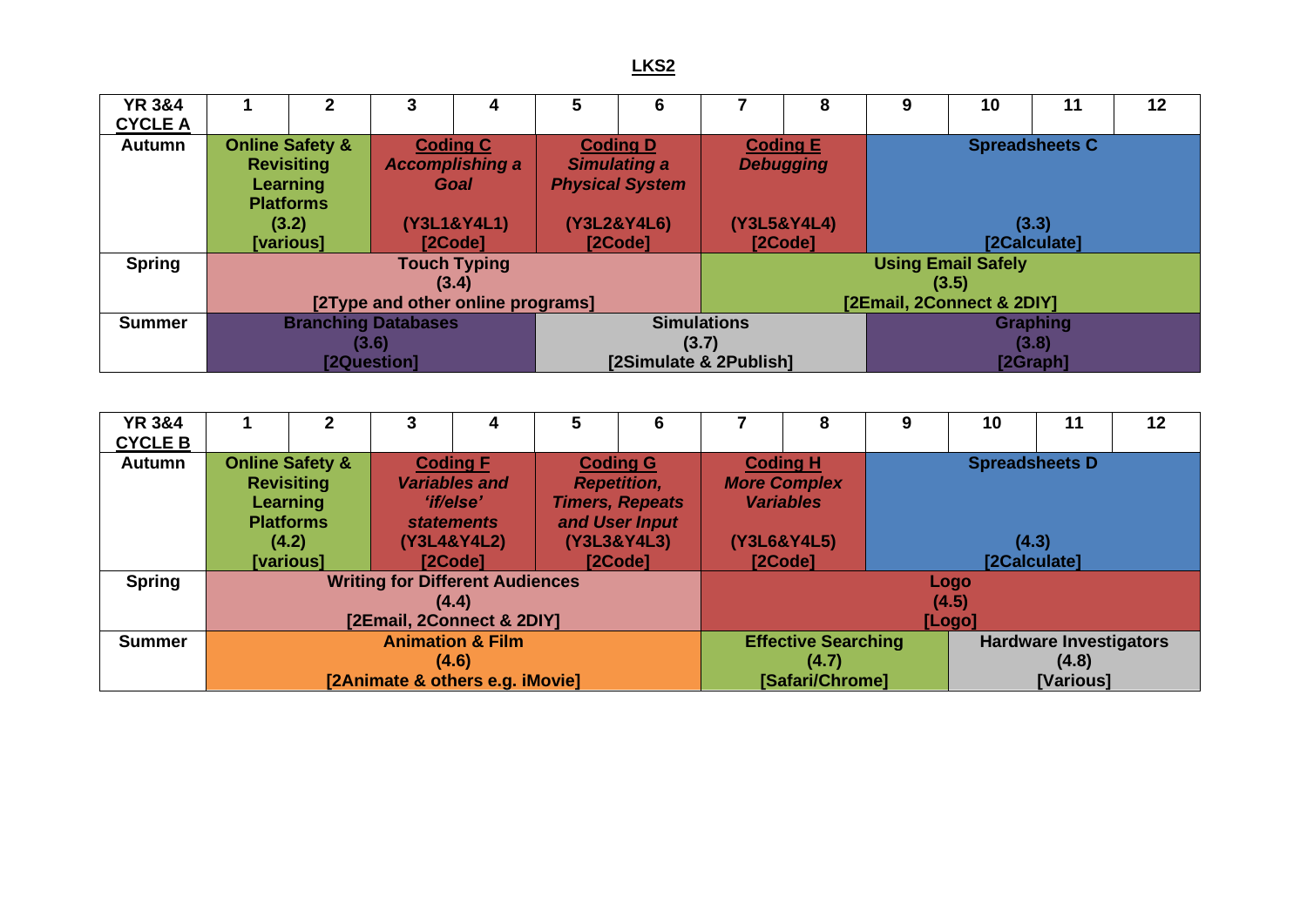**LKS2**

| YR 3&4 CYCLE A | 1 | 2 | 3 | 4 | 5 | 6 | 7 | 8 | 9 | 10 | 11 | 12 |
|---|---|---|---|---|---|---|---|---|---|---|---|---|
| Autumn | Online Safety & Revisiting Learning Platforms (3.2) [various] | | **Coding C** *Accomplishing a Goal* (Y3L1&Y4L1) [2Code] | | **Coding D** *Simulating a Physical System* (Y3L2&Y4L6) [2Code] | | **Coding E** *Debugging* (Y3L5&Y4L4) [2Code] | | Spreadsheets C (3.3) [2Calculate] | | | |
| Spring | Touch Typing (3.4) [2Type and other online programs] | | | | | | Using Email Safely (3.5) [2Email, 2Connect & 2DIY] | | | | | |
| Summer | Branching Databases (3.6) [2Question] | | | | Simulations (3.7) [2Simulate & 2Publish] | | | | Graphing (3.8) [2Graph] | | | |

| YR 3&4 CYCLE B | 1 | 2 | 3 | 4 | 5 | 6 | 7 | 8 | 9 | 10 | 11 | 12 |
|---|---|---|---|---|---|---|---|---|---|---|---|---|
| Autumn | Online Safety & Revisiting Learning Platforms (4.2) [various] | | **Coding F** *Variables and 'if/else' statements* (Y3L4&Y4L2) [2Code] | | **Coding G** *Repetition, Timers, Repeats and User Input* (Y3L3&Y4L3) [2Code] | | **Coding H** *More Complex Variables* (Y3L6&Y4L5) [2Code] | | Spreadsheets D (4.3) [2Calculate] | | | |
| Spring | Writing for Different Audiences (4.4) [2Email, 2Connect & 2DIY] | | | | | | Logo (4.5) [Logo] | | | | | |
| Summer | Animation & Film (4.6) [2Animate & others e.g. iMovie] | | | | | | Effective Searching (4.7) [Safari/Chrome] | | | Hardware Investigators (4.8) [Various] | | |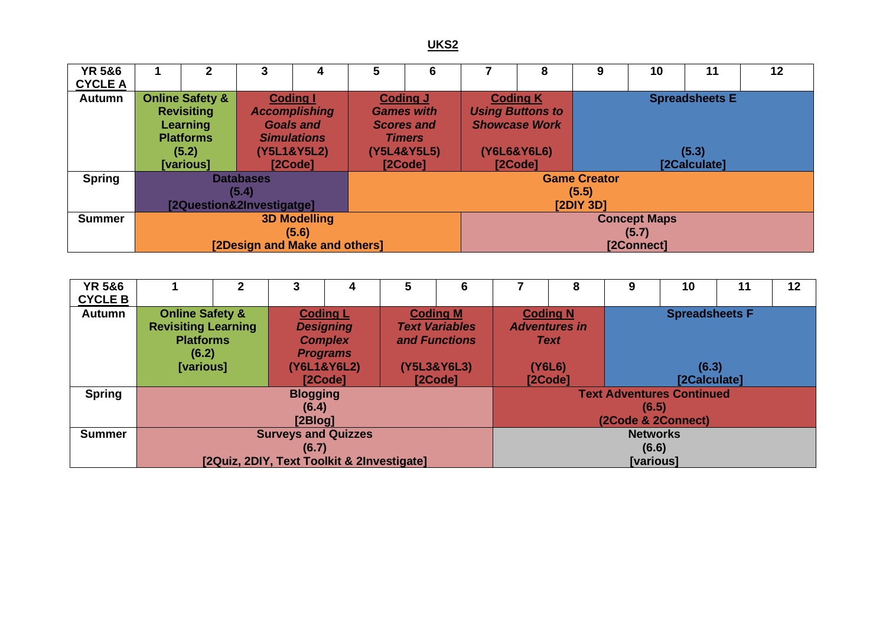# UKS2

| YR 5&6 CYCLE A | 1 | 2 | 3 | 4 | 5 | 6 | 7 | 8 | 9 | 10 | 11 | 12 |
|---|---|---|---|---|---|---|---|---|---|---|---|---|
| **Autumn** | **Online Safety & Revisiting Learning Platforms (5.2) [various]** | | **Coding I** ***Accomplishing Goals and Simulations*** **(Y5L1&Y5L2) [2Code]** | | **Coding J** ***Games with Scores and Timers*** **(Y5L4&Y5L5) [2Code]** | | **Coding K** ***Using Buttons to Showcase Work*** **(Y6L6&Y6L6) [2Code]** | | **Spreadsheets E (5.3) [2Calculate]** | | | |
| **Spring** | **Databases (5.4) [2Question&2Investigatge]** | | | | **Game Creator (5.5) [2DIY 3D]** | | | | | | | |
| **Summer** | **3D Modelling (5.6) [2Design and Make and others]** | | | | | | **Concept Maps (5.7) [2Connect]** | | | | | |

| YR 5&6 CYCLE B | 1 | 2 | 3 | 4 | 5 | 6 | 7 | 8 | 9 | 10 | 11 | 12 |
|---|---|---|---|---|---|---|---|---|---|---|---|---|
| **Autumn** | **Online Safety & Revisiting Learning Platforms (6.2) [various]** | | **Coding L** ***Designing Complex Programs*** **(Y6L1&Y6L2) [2Code]** | | **Coding M** ***Text Variables and Functions*** **(Y5L3&Y6L3) [2Code]** | | **Coding N** ***Adventures in Text*** **(Y6L6) [2Code]** | | **Spreadsheets F (6.3) [2Calculate]** | | | |
| **Spring** | **Blogging (6.4) [2Blog]** | | | | | | **Text Adventures Continued (6.5) (2Code & 2Connect)** | | | | | |
| **Summer** | **Surveys and Quizzes (6.7) [2Quiz, 2DIY, Text Toolkit & 2Investigate]** | | | | | | **Networks (6.6) [various]** | | | | | |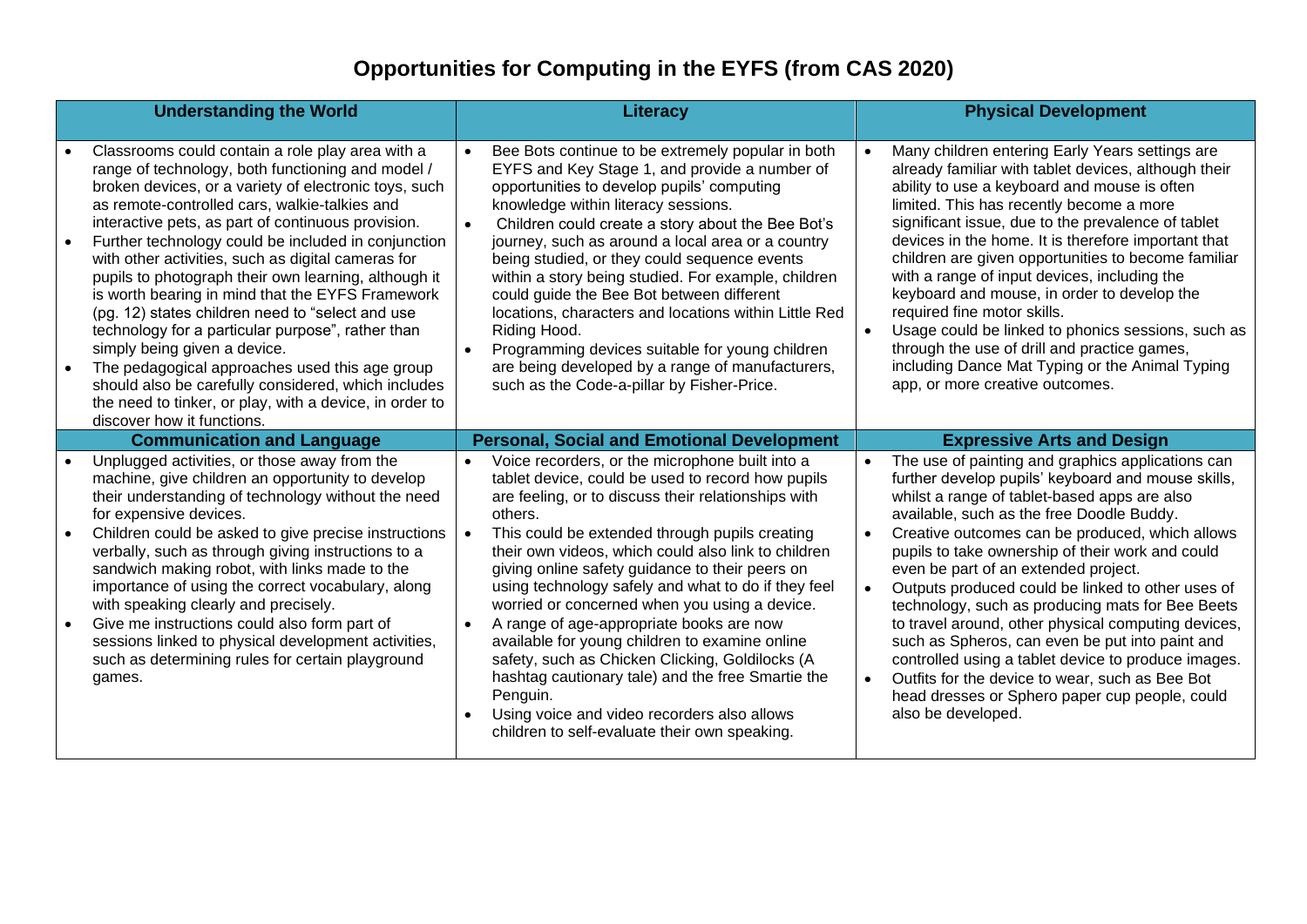# Opportunities for Computing in the EYFS (from CAS 2020)

| Understanding the World | Literacy | Physical Development |
| --- | --- | --- |
| • Classrooms could contain a role play area with a range of technology, both functioning and model / broken devices, or a variety of electronic toys, such as remote-controlled cars, walkie-talkies and interactive pets, as part of continuous provision.<br>• Further technology could be included in conjunction with other activities, such as digital cameras for pupils to photograph their own learning, although it is worth bearing in mind that the EYFS Framework (pg. 12) states children need to "select and use technology for a particular purpose", rather than simply being given a device.<br>• The pedagogical approaches used this age group should also be carefully considered, which includes the need to tinker, or play, with a device, in order to discover how it functions. | • Bee Bots continue to be extremely popular in both EYFS and Key Stage 1, and provide a number of opportunities to develop pupils' computing knowledge within literacy sessions.<br>• Children could create a story about the Bee Bot's journey, such as around a local area or a country being studied, or they could sequence events within a story being studied. For example, children could guide the Bee Bot between different locations, characters and locations within Little Red Riding Hood.<br>• Programming devices suitable for young children are being developed by a range of manufacturers, such as the Code-a-pillar by Fisher-Price. | • Many children entering Early Years settings are already familiar with tablet devices, although their ability to use a keyboard and mouse is often limited. This has recently become a more significant issue, due to the prevalence of tablet devices in the home. It is therefore important that children are given opportunities to become familiar with a range of input devices, including the keyboard and mouse, in order to develop the required fine motor skills.<br>• Usage could be linked to phonics sessions, such as through the use of drill and practice games, including Dance Mat Typing or the Animal Typing app, or more creative outcomes. |
| **Communication and Language** | **Personal, Social and Emotional Development** | **Expressive Arts and Design** |
| • Unplugged activities, or those away from the machine, give children an opportunity to develop their understanding of technology without the need for expensive devices.<br>• Children could be asked to give precise instructions verbally, such as through giving instructions to a sandwich making robot, with links made to the importance of using the correct vocabulary, along with speaking clearly and precisely.<br>• Give me instructions could also form part of sessions linked to physical development activities, such as determining rules for certain playground games. | • Voice recorders, or the microphone built into a tablet device, could be used to record how pupils are feeling, or to discuss their relationships with others.<br>• This could be extended through pupils creating their own videos, which could also link to children giving online safety guidance to their peers on using technology safely and what to do if they feel worried or concerned when you using a device.<br>• A range of age-appropriate books are now available for young children to examine online safety, such as Chicken Clicking, Goldilocks (A hashtag cautionary tale) and the free Smartie the Penguin.<br>• Using voice and video recorders also allows children to self-evaluate their own speaking. | • The use of painting and graphics applications can further develop pupils' keyboard and mouse skills, whilst a range of tablet-based apps are also available, such as the free Doodle Buddy.<br>• Creative outcomes can be produced, which allows pupils to take ownership of their work and could even be part of an extended project.<br>• Outputs produced could be linked to other uses of technology, such as producing mats for Bee Beets to travel around, other physical computing devices, such as Spheros, can even be put into paint and controlled using a tablet device to produce images.<br>• Outfits for the device to wear, such as Bee Bot head dresses or Sphero paper cup people, could also be developed. |